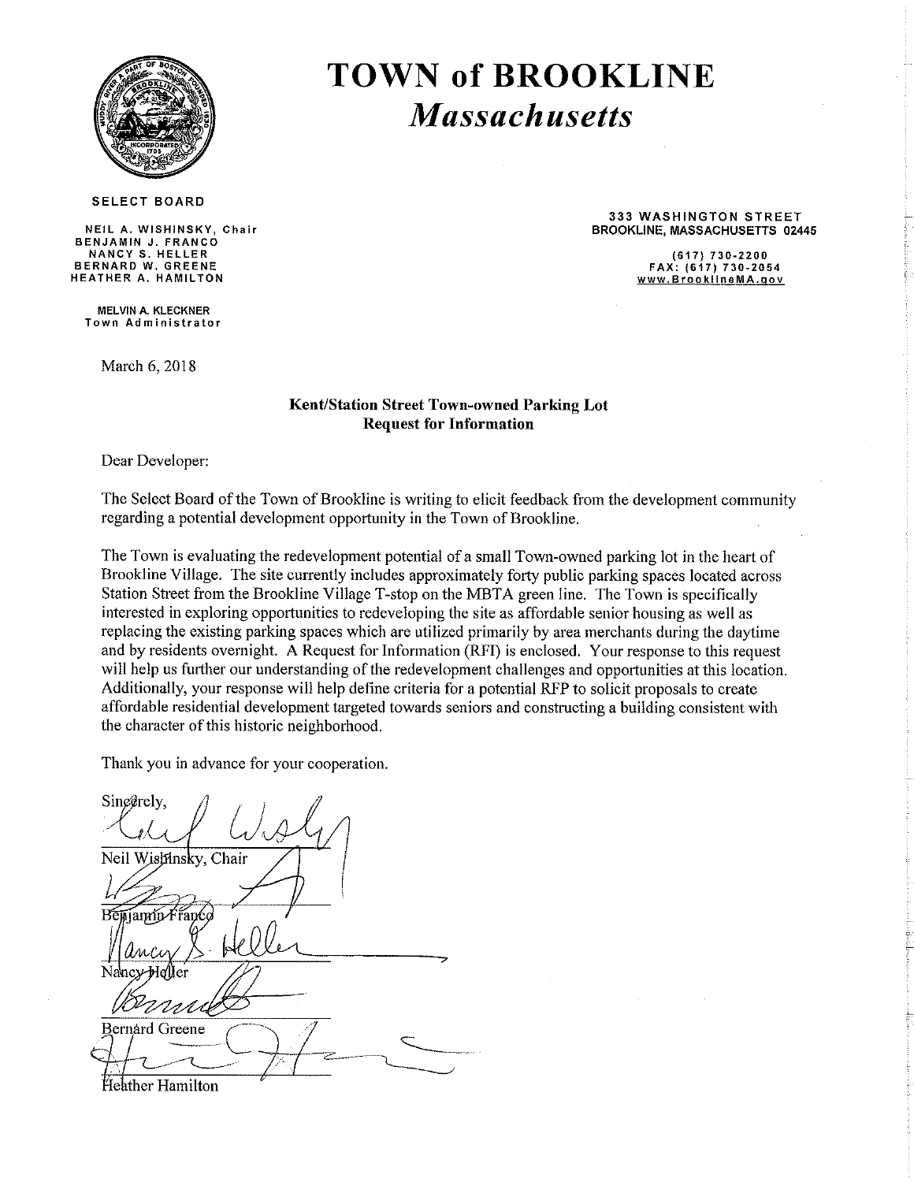# TOWN of BROOKLINE
## *Massachusetts*

**SELECT BOARD**

NEIL A. WISHINSKY, Chair
BENJAMIN J. FRANCO
NANCY S. HELLER
BERNARD W. GREENE
HEATHER A. HAMILTON

MELVIN A. KLECKNER
Town Administrator

333 WASHINGTON STREET
BROOKLINE, MASSACHUSETTS 02445

(617) 730-2200
FAX: (617) 730-2054
www.BrooklineMA.gov

March 6, 2018

**Kent/Station Street Town-owned Parking Lot**
**Request for Information**

Dear Developer:

The Select Board of the Town of Brookline is writing to elicit feedback from the development community regarding a potential development opportunity in the Town of Brookline.

The Town is evaluating the redevelopment potential of a small Town-owned parking lot in the heart of Brookline Village. The site currently includes approximately forty public parking spaces located across Station Street from the Brookline Village T-stop on the MBTA green line. The Town is specifically interested in exploring opportunities to redeveloping the site as affordable senior housing as well as replacing the existing parking spaces which are utilized primarily by area merchants during the daytime and by residents overnight. A Request for Information (RFI) is enclosed. Your response to this request will help us further our understanding of the redevelopment challenges and opportunities at this location. Additionally, your response will help define criteria for a potential RFP to solicit proposals to create affordable residential development targeted towards seniors and constructing a building consistent with the character of this historic neighborhood.

Thank you in advance for your cooperation.

Sincerely,

Neil Wishinsky, Chair

Benjamin Franco

Nancy Heller

Bernard Greene

Heather Hamilton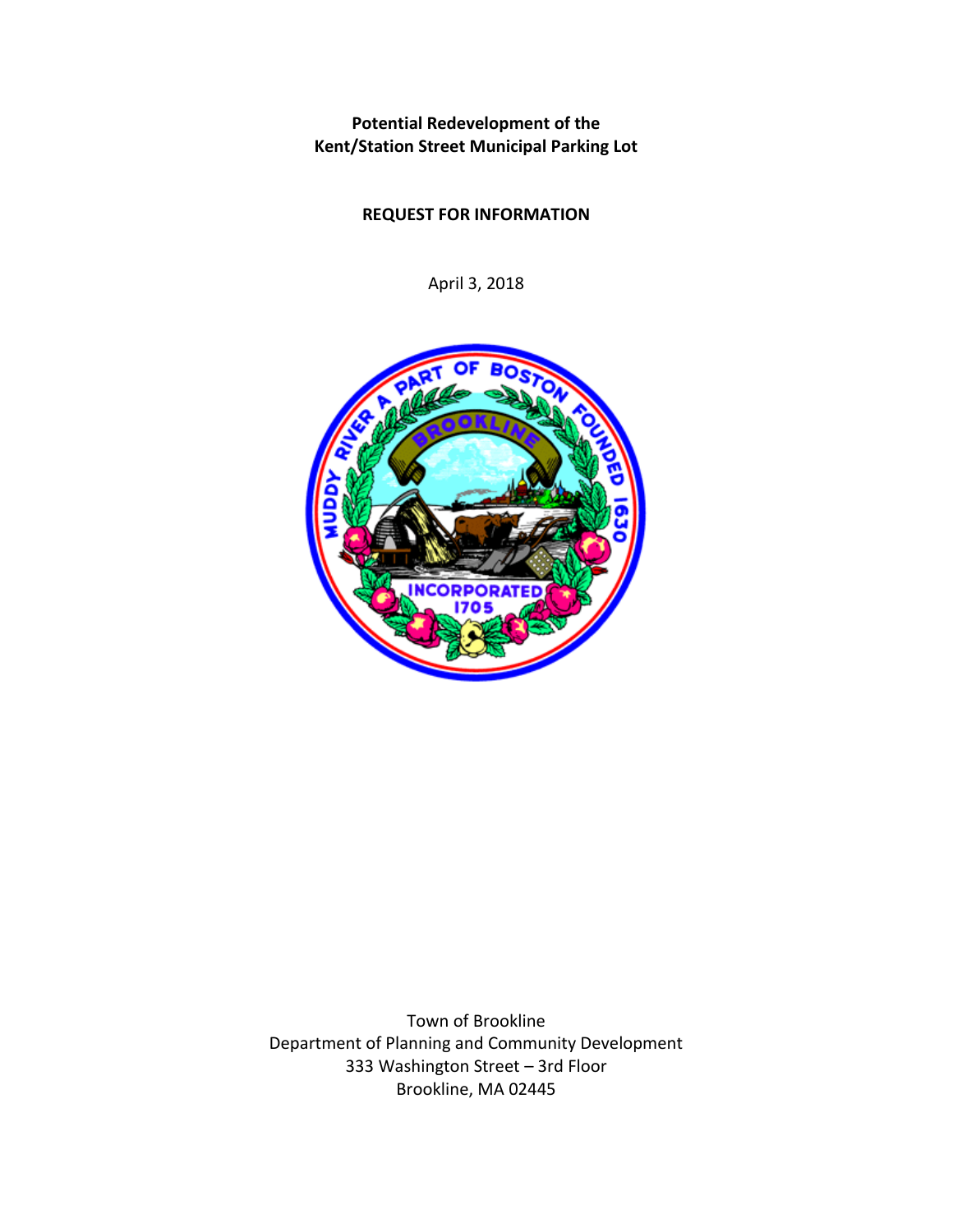**Potential Redevelopment of the Kent/Station Street Municipal Parking Lot**

**REQUEST FOR INFORMATION**

April 3, 2018

Town of Brookline
Department of Planning and Community Development
333 Washington Street – 3rd Floor
Brookline, MA 02445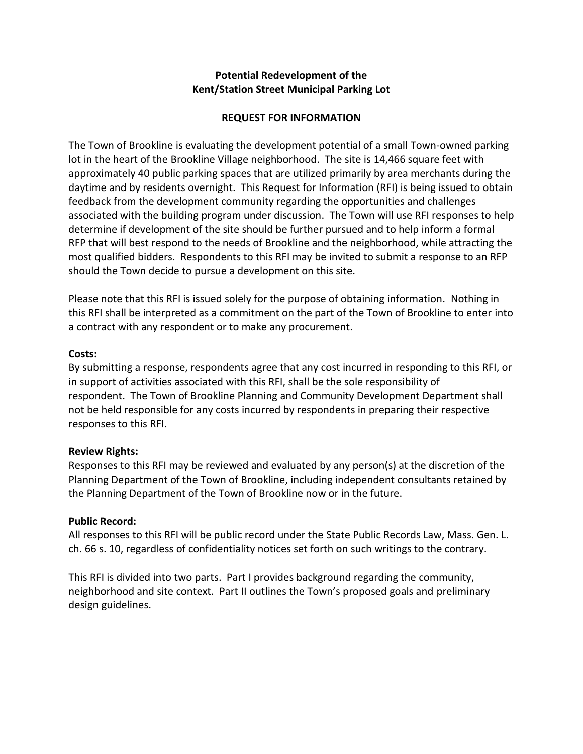**Potential Redevelopment of the**
**Kent/Station Street Municipal Parking Lot**

**REQUEST FOR INFORMATION**

The Town of Brookline is evaluating the development potential of a small Town-owned parking lot in the heart of the Brookline Village neighborhood. The site is 14,466 square feet with approximately 40 public parking spaces that are utilized primarily by area merchants during the daytime and by residents overnight. This Request for Information (RFI) is being issued to obtain feedback from the development community regarding the opportunities and challenges associated with the building program under discussion. The Town will use RFI responses to help determine if development of the site should be further pursued and to help inform a formal RFP that will best respond to the needs of Brookline and the neighborhood, while attracting the most qualified bidders. Respondents to this RFI may be invited to submit a response to an RFP should the Town decide to pursue a development on this site.

Please note that this RFI is issued solely for the purpose of obtaining information. Nothing in this RFI shall be interpreted as a commitment on the part of the Town of Brookline to enter into a contract with any respondent or to make any procurement.

**Costs:**
By submitting a response, respondents agree that any cost incurred in responding to this RFI, or in support of activities associated with this RFI, shall be the sole responsibility of respondent. The Town of Brookline Planning and Community Development Department shall not be held responsible for any costs incurred by respondents in preparing their respective responses to this RFI.

**Review Rights:**
Responses to this RFI may be reviewed and evaluated by any person(s) at the discretion of the Planning Department of the Town of Brookline, including independent consultants retained by the Planning Department of the Town of Brookline now or in the future.

**Public Record:**
All responses to this RFI will be public record under the State Public Records Law, Mass. Gen. L. ch. 66 s. 10, regardless of confidentiality notices set forth on such writings to the contrary.

This RFI is divided into two parts. Part I provides background regarding the community, neighborhood and site context. Part II outlines the Town's proposed goals and preliminary design guidelines.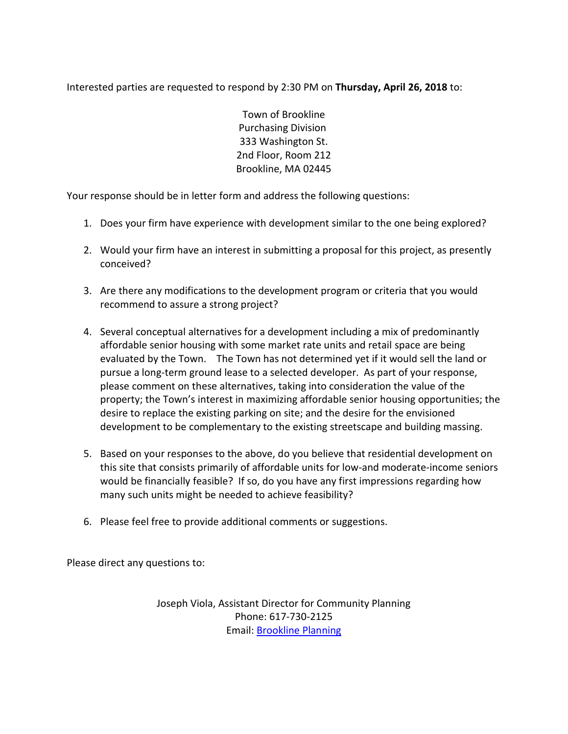Interested parties are requested to respond by 2:30 PM on **Thursday, April 26, 2018** to:

Town of Brookline
Purchasing Division
333 Washington St.
2nd Floor, Room 212
Brookline, MA 02445

Your response should be in letter form and address the following questions:

1. Does your firm have experience with development similar to the one being explored?

2. Would your firm have an interest in submitting a proposal for this project, as presently conceived?

3. Are there any modifications to the development program or criteria that you would recommend to assure a strong project?

4. Several conceptual alternatives for a development including a mix of predominantly affordable senior housing with some market rate units and retail space are being evaluated by the Town. The Town has not determined yet if it would sell the land or pursue a long-term ground lease to a selected developer. As part of your response, please comment on these alternatives, taking into consideration the value of the property; the Town's interest in maximizing affordable senior housing opportunities; the desire to replace the existing parking on site; and the desire for the envisioned development to be complementary to the existing streetscape and building massing.

5. Based on your responses to the above, do you believe that residential development on this site that consists primarily of affordable units for low-and moderate-income seniors would be financially feasible? If so, do you have any first impressions regarding how many such units might be needed to achieve feasibility?

6. Please feel free to provide additional comments or suggestions.

Please direct any questions to:

Joseph Viola, Assistant Director for Community Planning
Phone: 617-730-2125
Email: [Brookline Planning]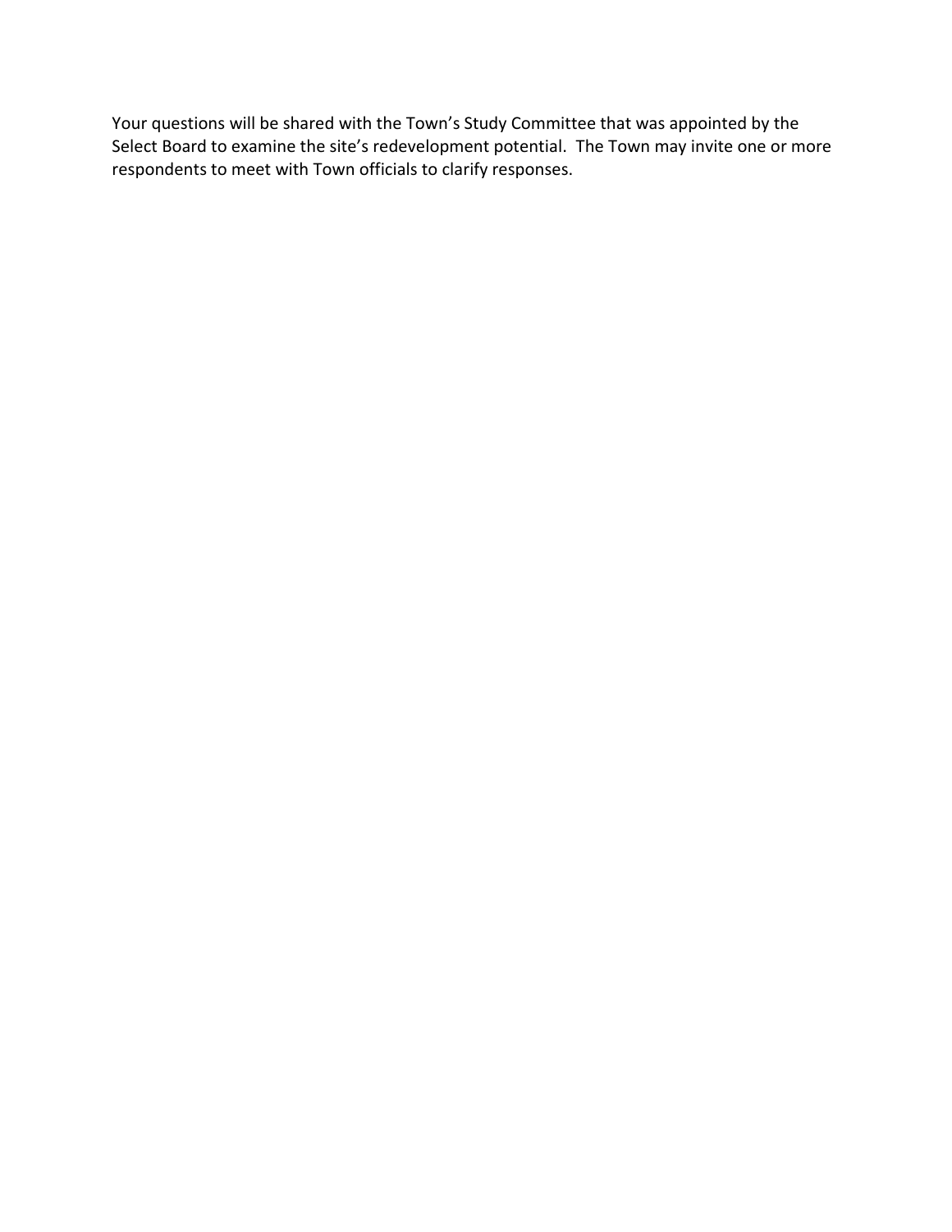Your questions will be shared with the Town's Study Committee that was appointed by the Select Board to examine the site's redevelopment potential. The Town may invite one or more respondents to meet with Town officials to clarify responses.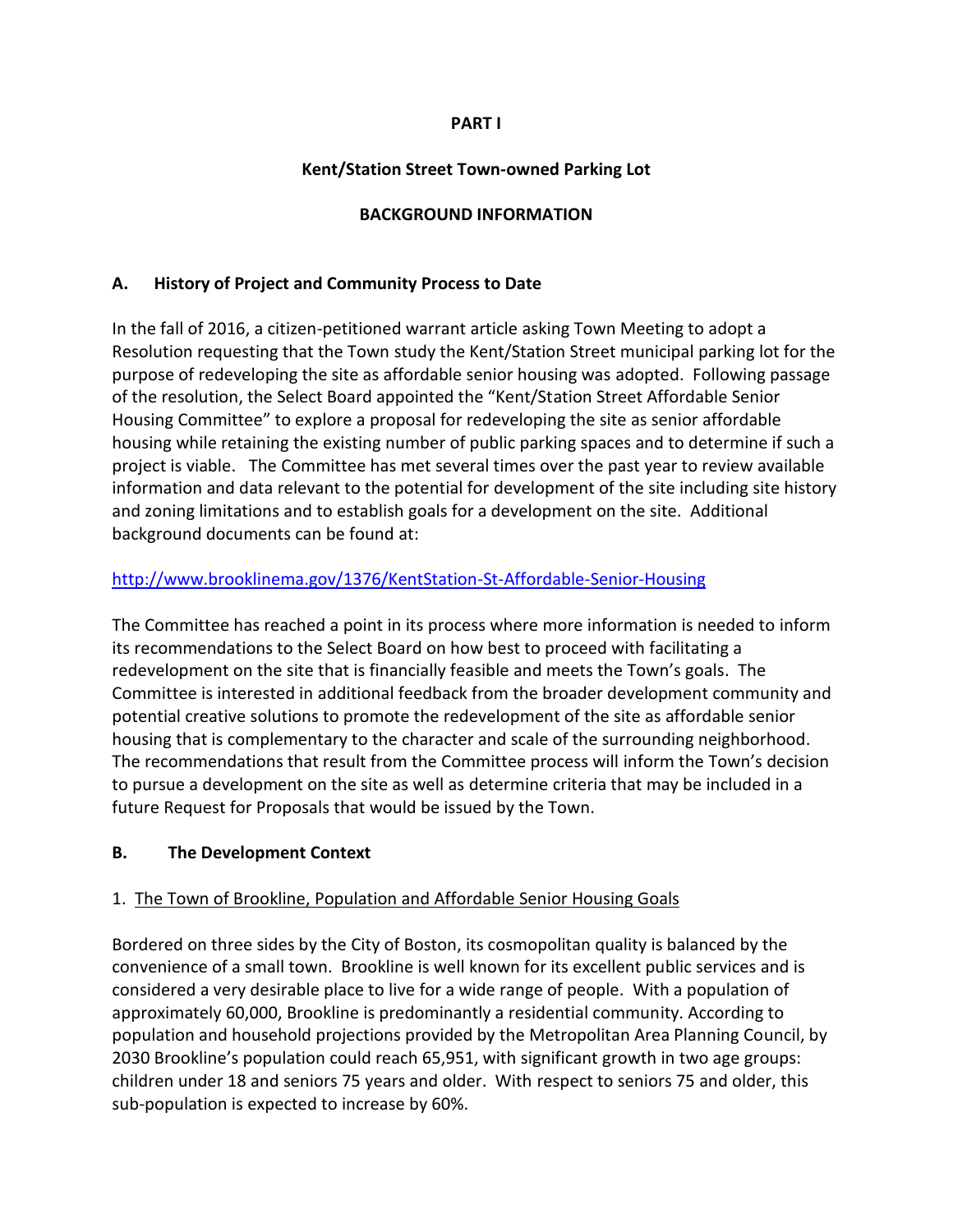**PART I**

**Kent/Station Street Town-owned Parking Lot**

**BACKGROUND INFORMATION**

## A. History of Project and Community Process to Date

In the fall of 2016, a citizen-petitioned warrant article asking Town Meeting to adopt a Resolution requesting that the Town study the Kent/Station Street municipal parking lot for the purpose of redeveloping the site as affordable senior housing was adopted. Following passage of the resolution, the Select Board appointed the "Kent/Station Street Affordable Senior Housing Committee" to explore a proposal for redeveloping the site as senior affordable housing while retaining the existing number of public parking spaces and to determine if such a project is viable. The Committee has met several times over the past year to review available information and data relevant to the potential for development of the site including site history and zoning limitations and to establish goals for a development on the site. Additional background documents can be found at:

http://www.brooklinema.gov/1376/KentStation-St-Affordable-Senior-Housing

The Committee has reached a point in its process where more information is needed to inform its recommendations to the Select Board on how best to proceed with facilitating a redevelopment on the site that is financially feasible and meets the Town's goals. The Committee is interested in additional feedback from the broader development community and potential creative solutions to promote the redevelopment of the site as affordable senior housing that is complementary to the character and scale of the surrounding neighborhood. The recommendations that result from the Committee process will inform the Town's decision to pursue a development on the site as well as determine criteria that may be included in a future Request for Proposals that would be issued by the Town.

## B. The Development Context

1. <u>The Town of Brookline, Population and Affordable Senior Housing Goals</u>

Bordered on three sides by the City of Boston, its cosmopolitan quality is balanced by the convenience of a small town. Brookline is well known for its excellent public services and is considered a very desirable place to live for a wide range of people. With a population of approximately 60,000, Brookline is predominantly a residential community. According to population and household projections provided by the Metropolitan Area Planning Council, by 2030 Brookline's population could reach 65,951, with significant growth in two age groups: children under 18 and seniors 75 years and older. With respect to seniors 75 and older, this sub-population is expected to increase by 60%.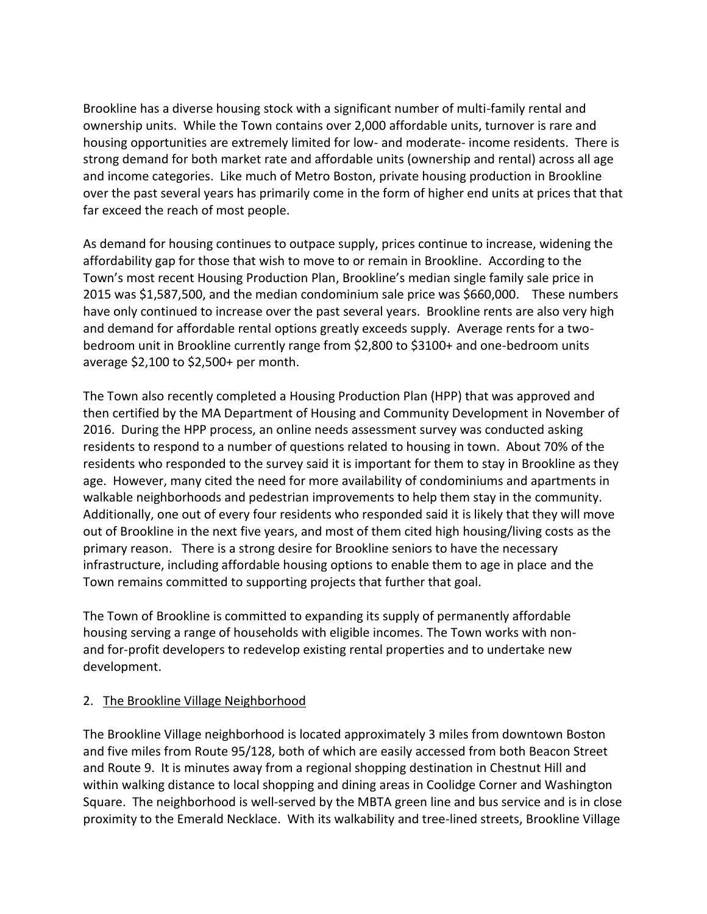Brookline has a diverse housing stock with a significant number of multi-family rental and ownership units. While the Town contains over 2,000 affordable units, turnover is rare and housing opportunities are extremely limited for low- and moderate- income residents. There is strong demand for both market rate and affordable units (ownership and rental) across all age and income categories. Like much of Metro Boston, private housing production in Brookline over the past several years has primarily come in the form of higher end units at prices that that far exceed the reach of most people.

As demand for housing continues to outpace supply, prices continue to increase, widening the affordability gap for those that wish to move to or remain in Brookline. According to the Town's most recent Housing Production Plan, Brookline's median single family sale price in 2015 was $1,587,500, and the median condominium sale price was $660,000. These numbers have only continued to increase over the past several years. Brookline rents are also very high and demand for affordable rental options greatly exceeds supply. Average rents for a two-bedroom unit in Brookline currently range from $2,800 to $3100+ and one-bedroom units average $2,100 to $2,500+ per month.

The Town also recently completed a Housing Production Plan (HPP) that was approved and then certified by the MA Department of Housing and Community Development in November of 2016. During the HPP process, an online needs assessment survey was conducted asking residents to respond to a number of questions related to housing in town. About 70% of the residents who responded to the survey said it is important for them to stay in Brookline as they age. However, many cited the need for more availability of condominiums and apartments in walkable neighborhoods and pedestrian improvements to help them stay in the community. Additionally, one out of every four residents who responded said it is likely that they will move out of Brookline in the next five years, and most of them cited high housing/living costs as the primary reason. There is a strong desire for Brookline seniors to have the necessary infrastructure, including affordable housing options to enable them to age in place and the Town remains committed to supporting projects that further that goal.

The Town of Brookline is committed to expanding its supply of permanently affordable housing serving a range of households with eligible incomes. The Town works with non- and for-profit developers to redevelop existing rental properties and to undertake new development.

2. The Brookline Village Neighborhood

The Brookline Village neighborhood is located approximately 3 miles from downtown Boston and five miles from Route 95/128, both of which are easily accessed from both Beacon Street and Route 9. It is minutes away from a regional shopping destination in Chestnut Hill and within walking distance to local shopping and dining areas in Coolidge Corner and Washington Square. The neighborhood is well-served by the MBTA green line and bus service and is in close proximity to the Emerald Necklace. With its walkability and tree-lined streets, Brookline Village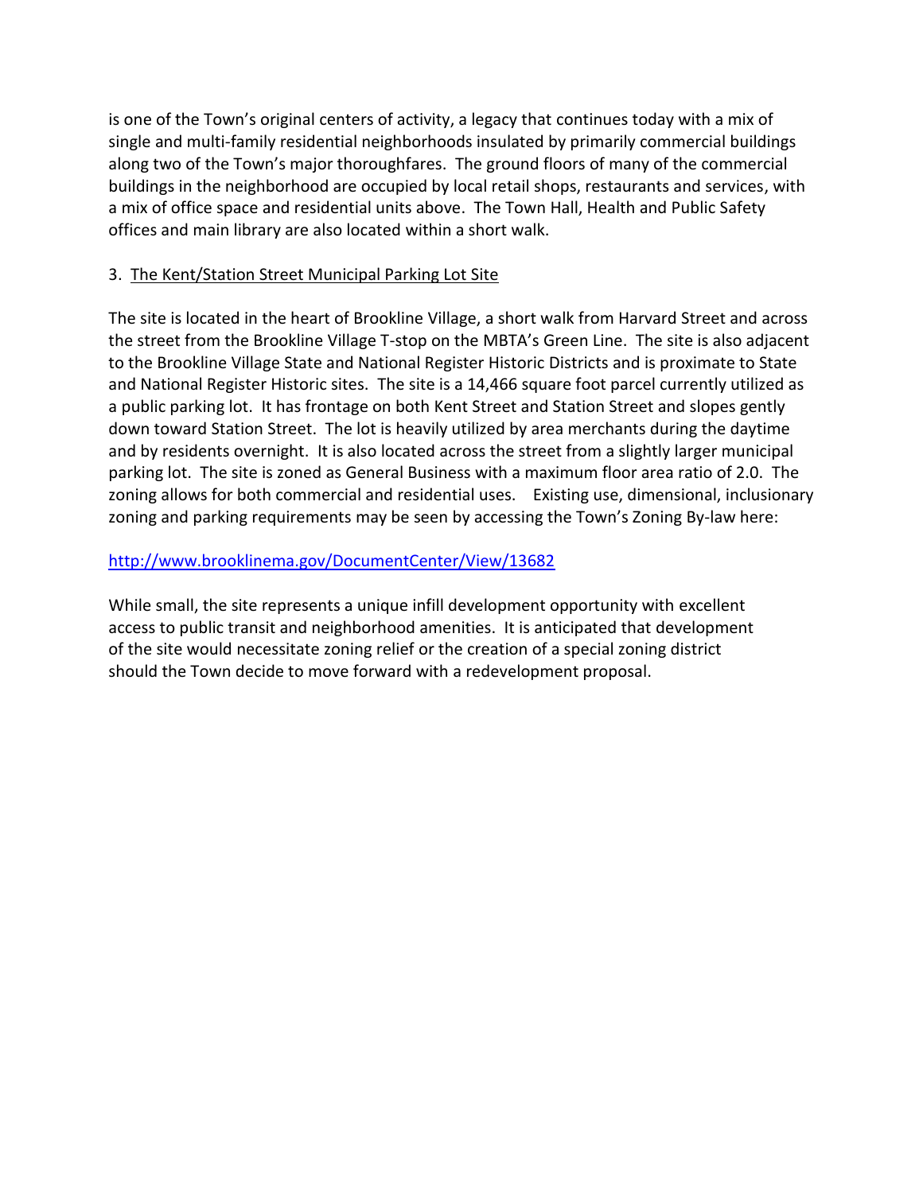is one of the Town's original centers of activity, a legacy that continues today with a mix of single and multi-family residential neighborhoods insulated by primarily commercial buildings along two of the Town's major thoroughfares. The ground floors of many of the commercial buildings in the neighborhood are occupied by local retail shops, restaurants and services, with a mix of office space and residential units above. The Town Hall, Health and Public Safety offices and main library are also located within a short walk.

3. The Kent/Station Street Municipal Parking Lot Site

The site is located in the heart of Brookline Village, a short walk from Harvard Street and across the street from the Brookline Village T-stop on the MBTA's Green Line. The site is also adjacent to the Brookline Village State and National Register Historic Districts and is proximate to State and National Register Historic sites. The site is a 14,466 square foot parcel currently utilized as a public parking lot. It has frontage on both Kent Street and Station Street and slopes gently down toward Station Street. The lot is heavily utilized by area merchants during the daytime and by residents overnight. It is also located across the street from a slightly larger municipal parking lot. The site is zoned as General Business with a maximum floor area ratio of 2.0. The zoning allows for both commercial and residential uses. Existing use, dimensional, inclusionary zoning and parking requirements may be seen by accessing the Town's Zoning By-law here:

http://www.brooklinema.gov/DocumentCenter/View/13682

While small, the site represents a unique infill development opportunity with excellent access to public transit and neighborhood amenities. It is anticipated that development of the site would necessitate zoning relief or the creation of a special zoning district should the Town decide to move forward with a redevelopment proposal.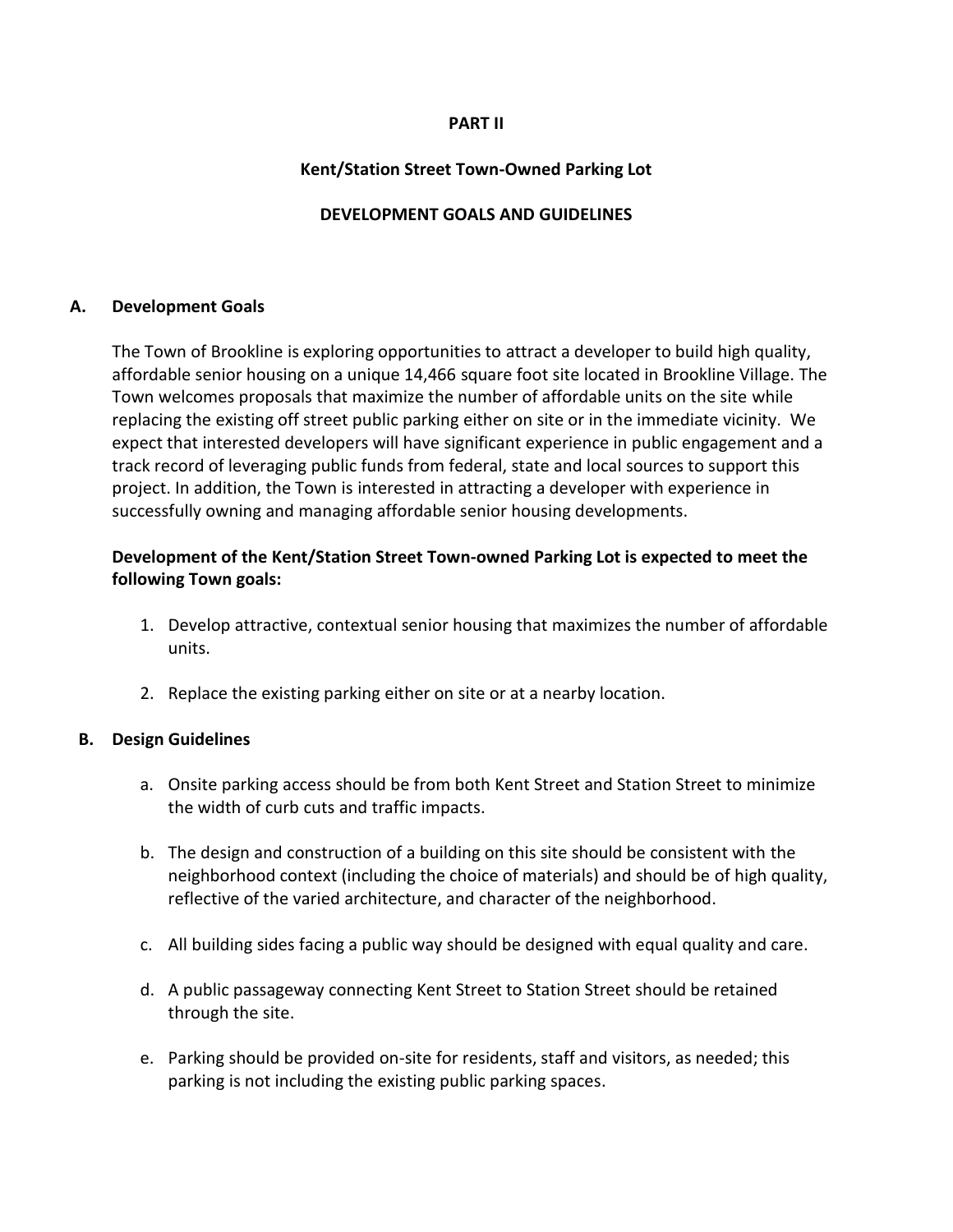# PART II

## Kent/Station Street Town-Owned Parking Lot

## DEVELOPMENT GOALS AND GUIDELINES

### A. Development Goals

The Town of Brookline is exploring opportunities to attract a developer to build high quality, affordable senior housing on a unique 14,466 square foot site located in Brookline Village. The Town welcomes proposals that maximize the number of affordable units on the site while replacing the existing off street public parking either on site or in the immediate vicinity. We expect that interested developers will have significant experience in public engagement and a track record of leveraging public funds from federal, state and local sources to support this project. In addition, the Town is interested in attracting a developer with experience in successfully owning and managing affordable senior housing developments.

**Development of the Kent/Station Street Town-owned Parking Lot is expected to meet the following Town goals:**

1. Develop attractive, contextual senior housing that maximizes the number of affordable units.

2. Replace the existing parking either on site or at a nearby location.

### B. Design Guidelines

a. Onsite parking access should be from both Kent Street and Station Street to minimize the width of curb cuts and traffic impacts.

b. The design and construction of a building on this site should be consistent with the neighborhood context (including the choice of materials) and should be of high quality, reflective of the varied architecture, and character of the neighborhood.

c. All building sides facing a public way should be designed with equal quality and care.

d. A public passageway connecting Kent Street to Station Street should be retained through the site.

e. Parking should be provided on-site for residents, staff and visitors, as needed; this parking is not including the existing public parking spaces.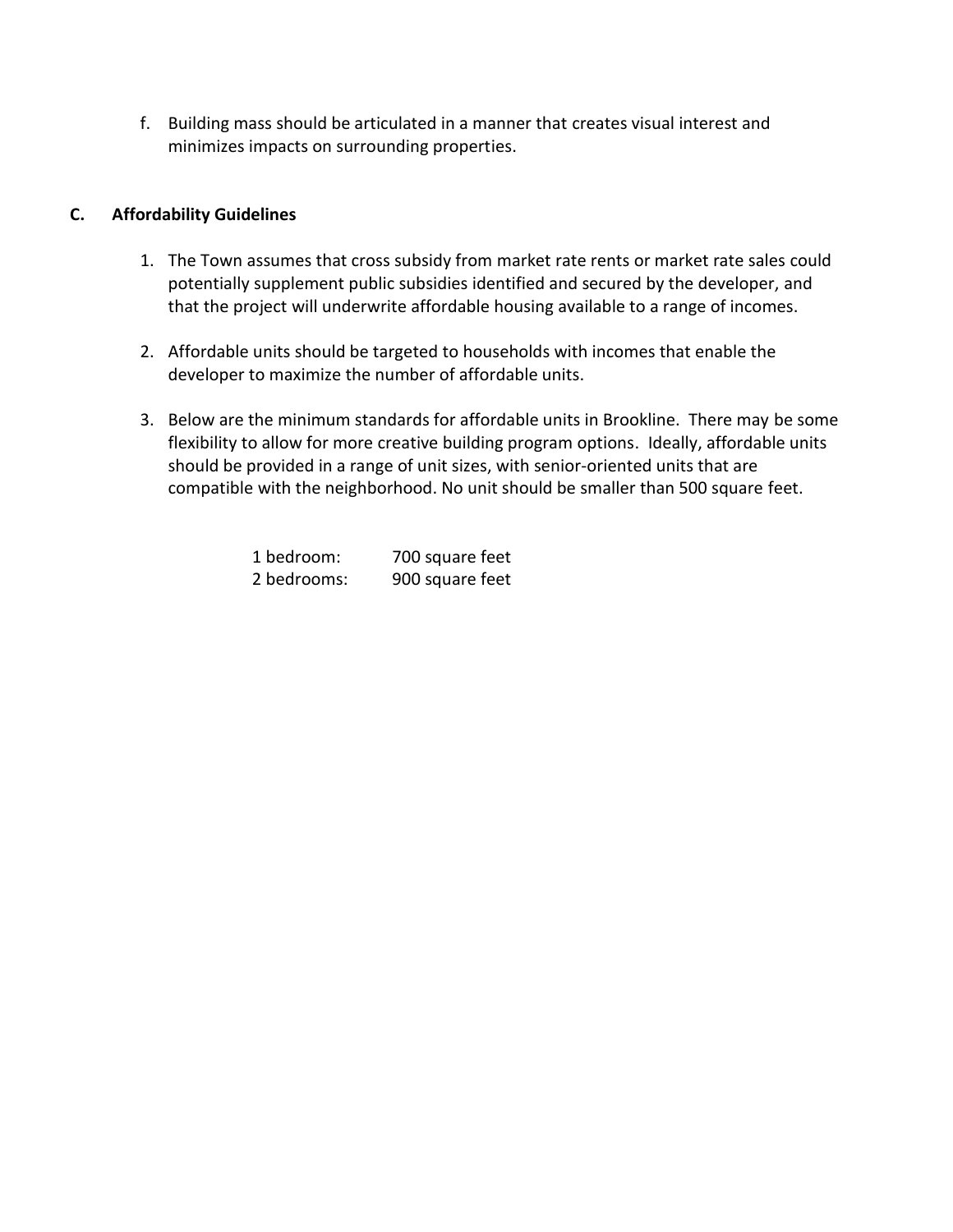f. Building mass should be articulated in a manner that creates visual interest and minimizes impacts on surrounding properties.

## C. Affordability Guidelines

1. The Town assumes that cross subsidy from market rate rents or market rate sales could potentially supplement public subsidies identified and secured by the developer, and that the project will underwrite affordable housing available to a range of incomes.

2. Affordable units should be targeted to households with incomes that enable the developer to maximize the number of affordable units.

3. Below are the minimum standards for affordable units in Brookline. There may be some flexibility to allow for more creative building program options. Ideally, affordable units should be provided in a range of unit sizes, with senior-oriented units that are compatible with the neighborhood. No unit should be smaller than 500 square feet.

| | |
|---|---|
| 1 bedroom: | 700 square feet |
| 2 bedrooms: | 900 square feet |